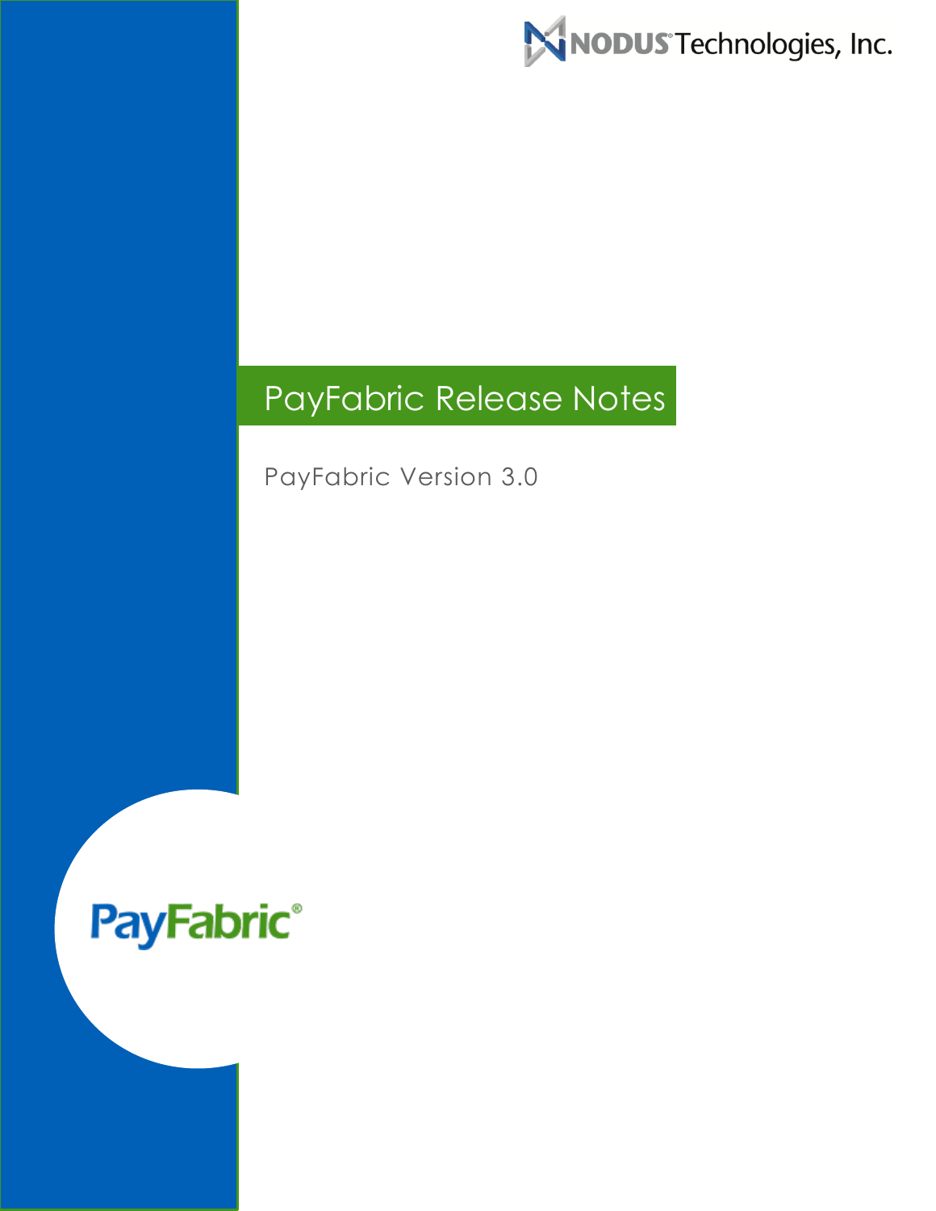NODUS Technologies, Inc.

# PayFabric Release Notes

PayFabric Version 3.0

PayFabric®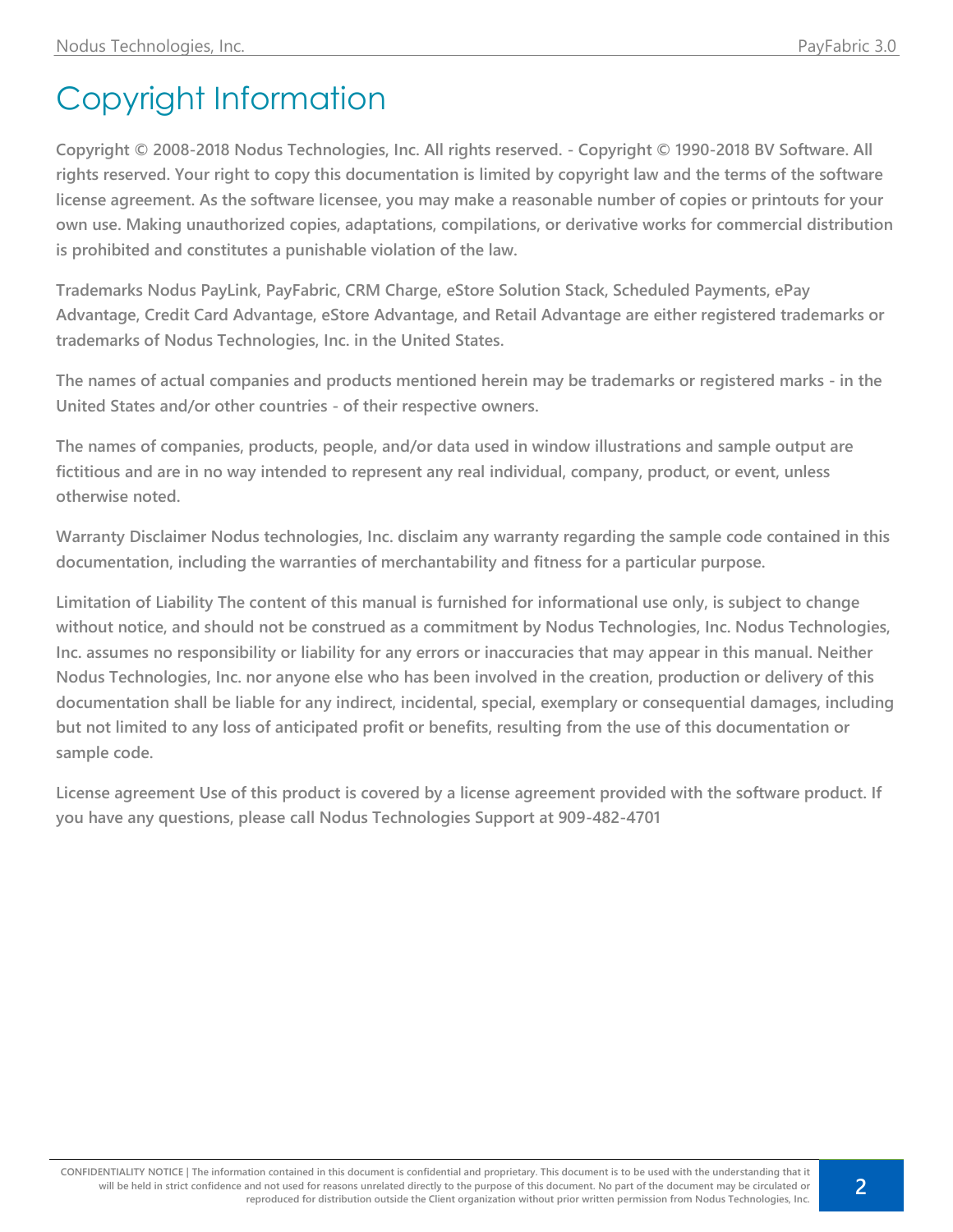# Copyright Information

**Copyright © 2008-2018 Nodus Technologies, Inc. All rights reserved. - Copyright © 1990-2018 BV Software. All rights reserved. Your right to copy this documentation is limited by copyright law and the terms of the software license agreement. As the software licensee, you may make a reasonable number of copies or printouts for your own use. Making unauthorized copies, adaptations, compilations, or derivative works for commercial distribution is prohibited and constitutes a punishable violation of the law.**

**Trademarks Nodus PayLink, PayFabric, CRM Charge, eStore Solution Stack, Scheduled Payments, ePay Advantage, Credit Card Advantage, eStore Advantage, and Retail Advantage are either registered trademarks or trademarks of Nodus Technologies, Inc. in the United States.**

**The names of actual companies and products mentioned herein may be trademarks or registered marks - in the United States and/or other countries - of their respective owners.**

**The names of companies, products, people, and/or data used in window illustrations and sample output are fictitious and are in no way intended to represent any real individual, company, product, or event, unless otherwise noted.**

**Warranty Disclaimer Nodus technologies, Inc. disclaim any warranty regarding the sample code contained in this documentation, including the warranties of merchantability and fitness for a particular purpose.**

**Limitation of Liability The content of this manual is furnished for informational use only, is subject to change without notice, and should not be construed as a commitment by Nodus Technologies, Inc. Nodus Technologies, Inc. assumes no responsibility or liability for any errors or inaccuracies that may appear in this manual. Neither Nodus Technologies, Inc. nor anyone else who has been involved in the creation, production or delivery of this documentation shall be liable for any indirect, incidental, special, exemplary or consequential damages, including but not limited to any loss of anticipated profit or benefits, resulting from the use of this documentation or sample code.**

**License agreement Use of this product is covered by a license agreement provided with the software product. If you have any questions, please call Nodus Technologies Support at 909-482-4701**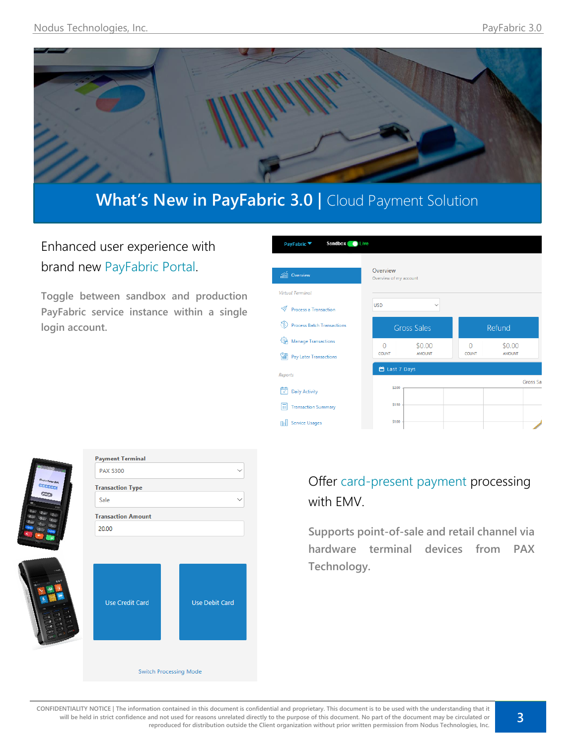# What's New in PayFabric 3.0 | Cloud Payment Solution

Enhanced user experience with brand new PayFabric Portal.

**Toggle between sandbox and production PayFabric service instance within a single login account.**

Offer card-present payment processing with EMV.

**Supports point-of-sale and retail channel via hardware terminal devices from PAX Technology.**

CONFIDENTIALITY NOTICE | The information contained in this document is confidential and proprietary. This document is to be used with the understanding that it will be held in strict confidence and not used for reasons unrelated directly to the purpose of this document. No part of the document may be circulated or reproduced for distribution outside the Client organization without prior written permission from Nodus Technologies, Inc.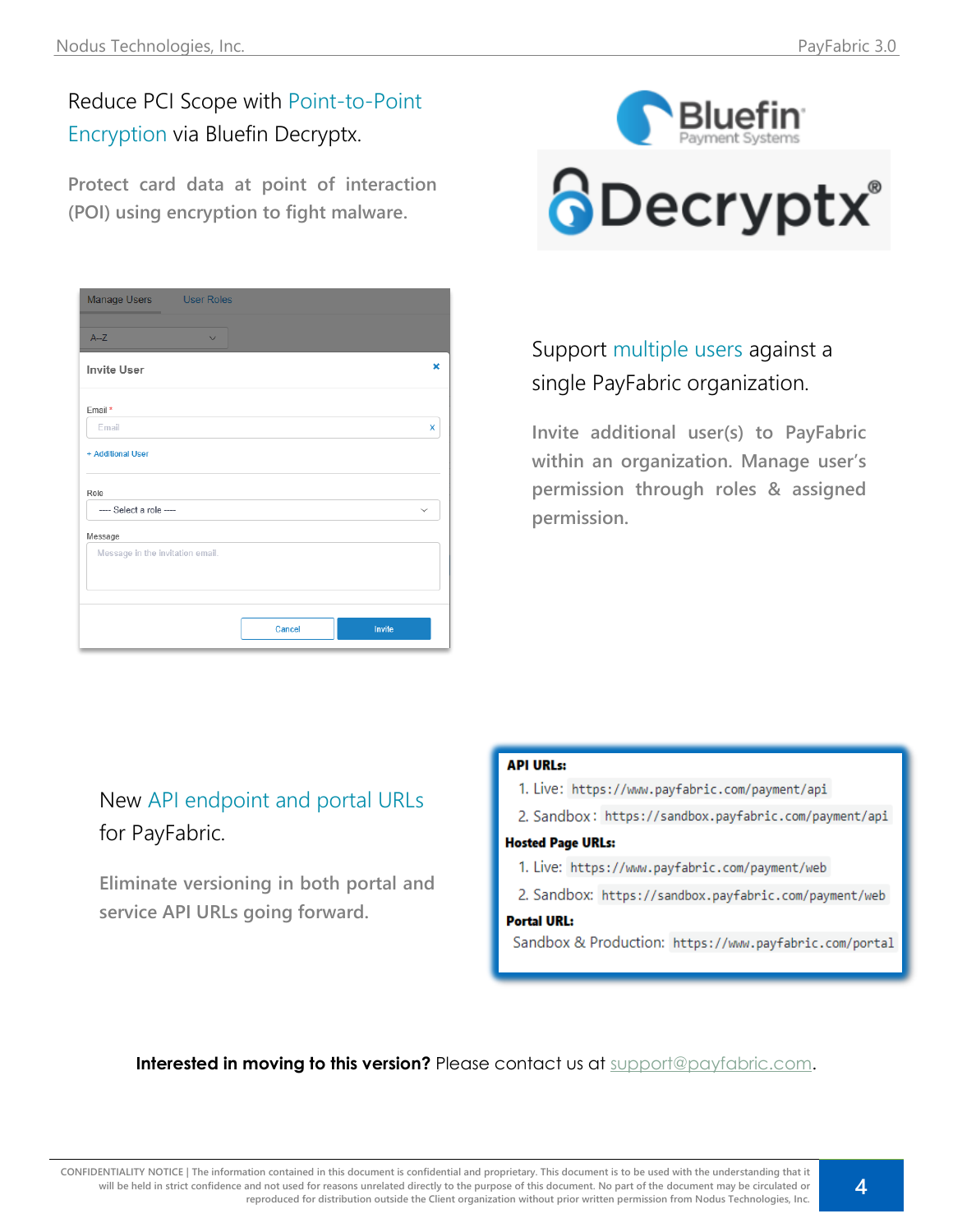## Reduce PCI Scope with Point-to-Point Encryption via Bluefin Decryptx.

Protect card data at point of interaction (POI) using encryption to fight malware.

## Support multiple users against a single PayFabric organization.

Invite additional user(s) to PayFabric within an organization. Manage user's permission through roles & assigned permission.

## New API endpoint and portal URLs for PayFabric.

Eliminate versioning in both portal and service API URLs going forward.

**API URLs:**

1. Live: `https://www.payfabric.com/payment/api`
2. Sandbox: `https://sandbox.payfabric.com/payment/api`

**Hosted Page URLs:**

1. Live: `https://www.payfabric.com/payment/web`
2. Sandbox: `https://sandbox.payfabric.com/payment/web`

**Portal URL:**

Sandbox & Production: `https://www.payfabric.com/portal`

**Interested in moving to this version?** Please contact us at support@payfabric.com.

CONFIDENTIALITY NOTICE | The information contained in this document is confidential and proprietary. This document is to be used with the understanding that it will be held in strict confidence and not used for reasons unrelated directly to the purpose of this document. No part of the document may be circulated or reproduced for distribution outside the Client organization without prior written permission from Nodus Technologies, Inc.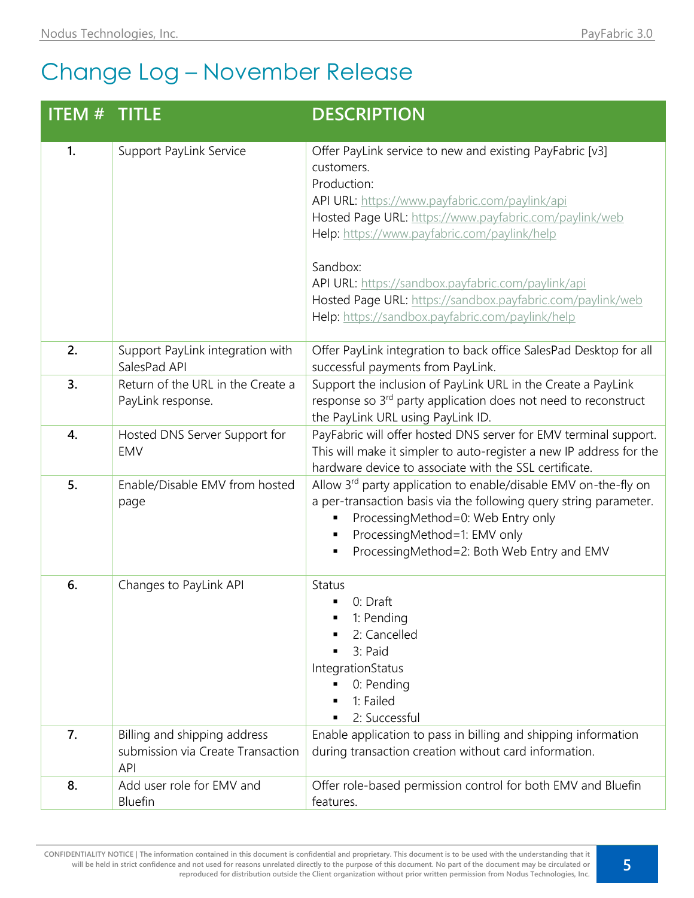# Change Log – November Release

| ITEM # | TITLE | DESCRIPTION |
|---|---|---|
| **1.** | Support PayLink Service | Offer PayLink service to new and existing PayFabric [v3] customers.<br>Production:<br>API URL: https://www.payfabric.com/paylink/api<br>Hosted Page URL: https://www.payfabric.com/paylink/web<br>Help: https://www.payfabric.com/paylink/help<br><br>Sandbox:<br>API URL: https://sandbox.payfabric.com/paylink/api<br>Hosted Page URL: https://sandbox.payfabric.com/paylink/web<br>Help: https://sandbox.payfabric.com/paylink/help |
| **2.** | Support PayLink integration with SalesPad API | Offer PayLink integration to back office SalesPad Desktop for all successful payments from PayLink. |
| **3.** | Return of the URL in the Create a PayLink response. | Support the inclusion of PayLink URL in the Create a PayLink response so 3rd party application does not need to reconstruct the PayLink URL using PayLink ID. |
| **4.** | Hosted DNS Server Support for EMV | PayFabric will offer hosted DNS server for EMV terminal support. This will make it simpler to auto-register a new IP address for the hardware device to associate with the SSL certificate. |
| **5.** | Enable/Disable EMV from hosted page | Allow 3rd party application to enable/disable EMV on-the-fly on a per-transaction basis via the following query string parameter.<br>▪ ProcessingMethod=0: Web Entry only<br>▪ ProcessingMethod=1: EMV only<br>▪ ProcessingMethod=2: Both Web Entry and EMV |
| **6.** | Changes to PayLink API | Status<br>▪ 0: Draft<br>▪ 1: Pending<br>▪ 2: Cancelled<br>▪ 3: Paid<br>IntegrationStatus<br>▪ 0: Pending<br>▪ 1: Failed<br>▪ 2: Successful |
| **7.** | Billing and shipping address submission via Create Transaction API | Enable application to pass in billing and shipping information during transaction creation without card information. |
| **8.** | Add user role for EMV and Bluefin | Offer role-based permission control for both EMV and Bluefin features. |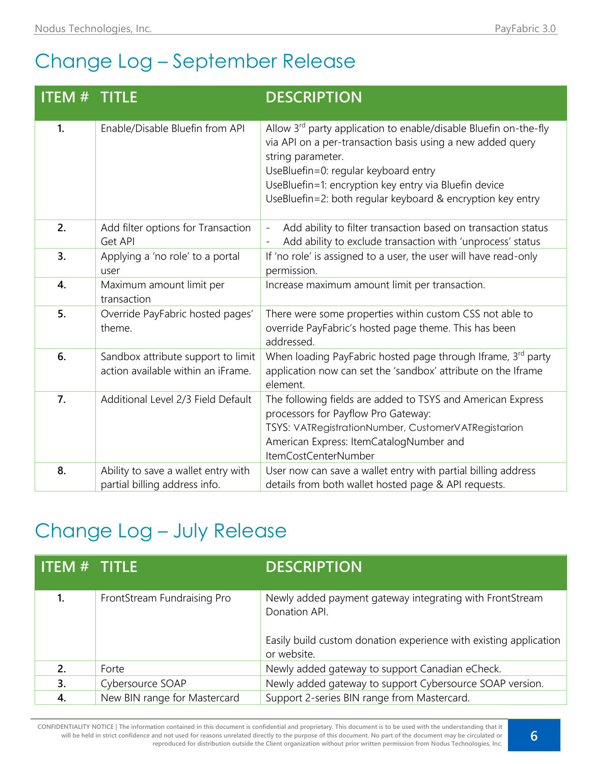# Change Log – September Release

| ITEM # | TITLE | DESCRIPTION |
|---|---|---|
| 1. | Enable/Disable Bluefin from API | Allow 3rd party application to enable/disable Bluefin on-the-fly via API on a per-transaction basis using a new added query string parameter.<br>UseBluefin=0: regular keyboard entry<br>UseBluefin=1: encryption key entry via Bluefin device<br>UseBluefin=2: both regular keyboard & encryption key entry |
| 2. | Add filter options for Transaction Get API | - Add ability to filter transaction based on transaction status<br>- Add ability to exclude transaction with 'unprocess' status |
| 3. | Applying a 'no role' to a portal user | If 'no role' is assigned to a user, the user will have read-only permission. |
| 4. | Maximum amount limit per transaction | Increase maximum amount limit per transaction. |
| 5. | Override PayFabric hosted pages' theme. | There were some properties within custom CSS not able to override PayFabric's hosted page theme. This has been addressed. |
| 6. | Sandbox attribute support to limit action available within an iFrame. | When loading PayFabric hosted page through Iframe, 3rd party application now can set the 'sandbox' attribute on the Iframe element. |
| 7. | Additional Level 2/3 Field Default | The following fields are added to TSYS and American Express processors for Payflow Pro Gateway:<br>TSYS: VATRegistrationNumber, CustomerVATRegistarion<br>American Express: ItemCatalogNumber and ItemCostCenterNumber |
| 8. | Ability to save a wallet entry with partial billing address info. | User now can save a wallet entry with partial billing address details from both wallet hosted page & API requests. |

# Change Log – July Release

| ITEM # | TITLE | DESCRIPTION |
|---|---|---|
| 1. | FrontStream Fundraising Pro | Newly added payment gateway integrating with FrontStream Donation API.<br><br>Easily build custom donation experience with existing application or website. |
| 2. | Forte | Newly added gateway to support Canadian eCheck. |
| 3. | Cybersource SOAP | Newly added gateway to support Cybersource SOAP version. |
| 4. | New BIN range for Mastercard | Support 2-series BIN range from Mastercard. |

CONFIDENTIALITY NOTICE | The information contained in this document is confidential and proprietary. This document is to be used with the understanding that it will be held in strict confidence and not used for reasons unrelated directly to the purpose of this document. No part of the document may be circulated or reproduced for distribution outside the Client organization without prior written permission from Nodus Technologies, Inc.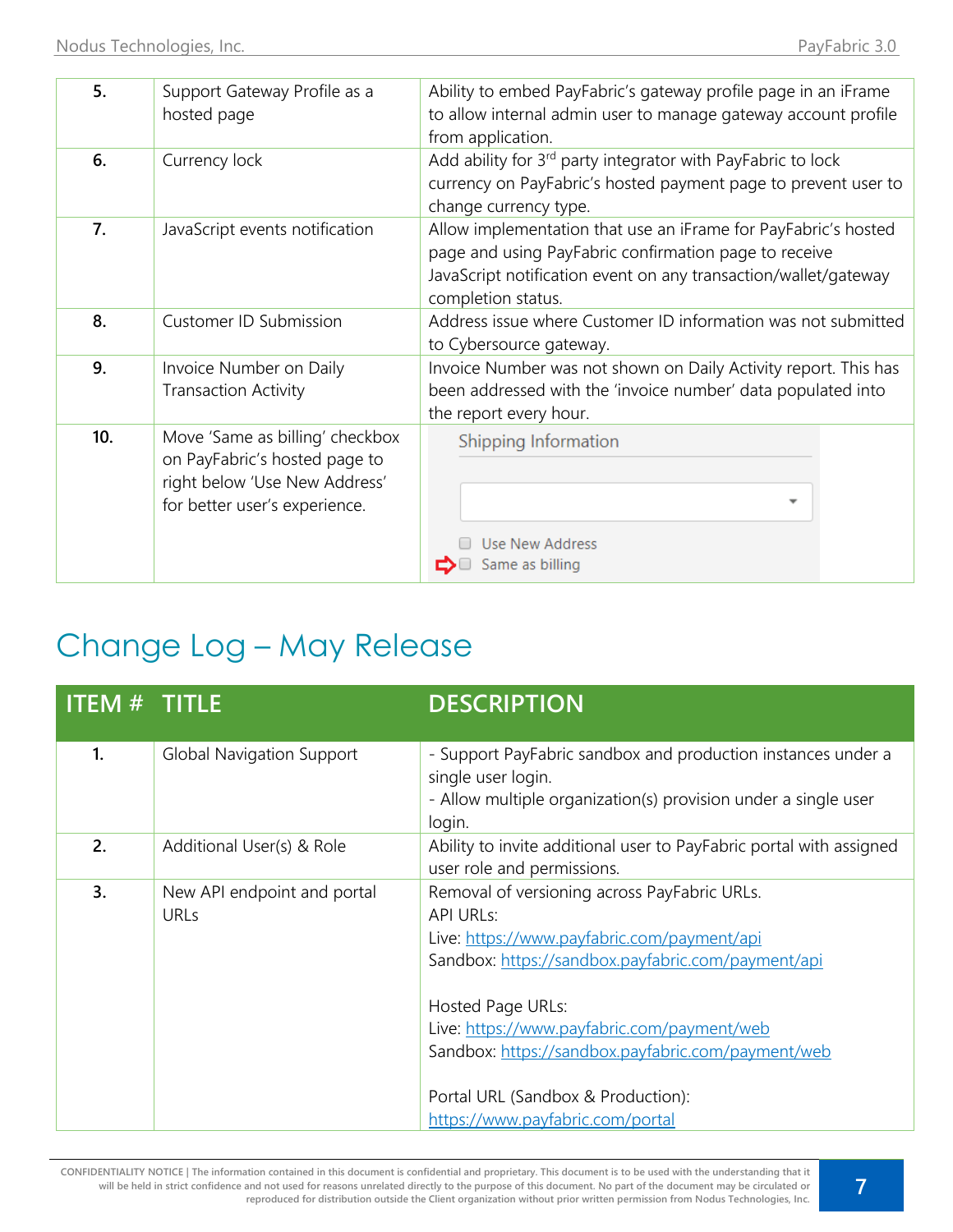| | | |
|---|---|---|
| **5.** | Support Gateway Profile as a hosted page | Ability to embed PayFabric's gateway profile page in an iFrame to allow internal admin user to manage gateway account profile from application. |
| **6.** | Currency lock | Add ability for 3rd party integrator with PayFabric to lock currency on PayFabric's hosted payment page to prevent user to change currency type. |
| **7.** | JavaScript events notification | Allow implementation that use an iFrame for PayFabric's hosted page and using PayFabric confirmation page to receive JavaScript notification event on any transaction/wallet/gateway completion status. |
| **8.** | Customer ID Submission | Address issue where Customer ID information was not submitted to Cybersource gateway. |
| **9.** | Invoice Number on Daily Transaction Activity | Invoice Number was not shown on Daily Activity report. This has been addressed with the 'invoice number' data populated into the report every hour. |
| **10.** | Move 'Same as billing' checkbox on PayFabric's hosted page to right below 'Use New Address' for better user's experience. | Shipping Information<br>Use New Address<br>Same as billing |

# Change Log – May Release

| ITEM # | TITLE | DESCRIPTION |
|---|---|---|
| **1.** | Global Navigation Support | - Support PayFabric sandbox and production instances under a single user login.<br>- Allow multiple organization(s) provision under a single user login. |
| **2.** | Additional User(s) & Role | Ability to invite additional user to PayFabric portal with assigned user role and permissions. |
| **3.** | New API endpoint and portal URLs | Removal of versioning across PayFabric URLs.<br>API URLs:<br>Live: https://www.payfabric.com/payment/api<br>Sandbox: https://sandbox.payfabric.com/payment/api<br><br>Hosted Page URLs:<br>Live: https://www.payfabric.com/payment/web<br>Sandbox: https://sandbox.payfabric.com/payment/web<br><br>Portal URL (Sandbox & Production):<br>https://www.payfabric.com/portal |

CONFIDENTIALITY NOTICE | The information contained in this document is confidential and proprietary. This document is to be used with the understanding that it will be held in strict confidence and not used for reasons unrelated directly to the purpose of this document. No part of the document may be circulated or reproduced for distribution outside the Client organization without prior written permission from Nodus Technologies, Inc.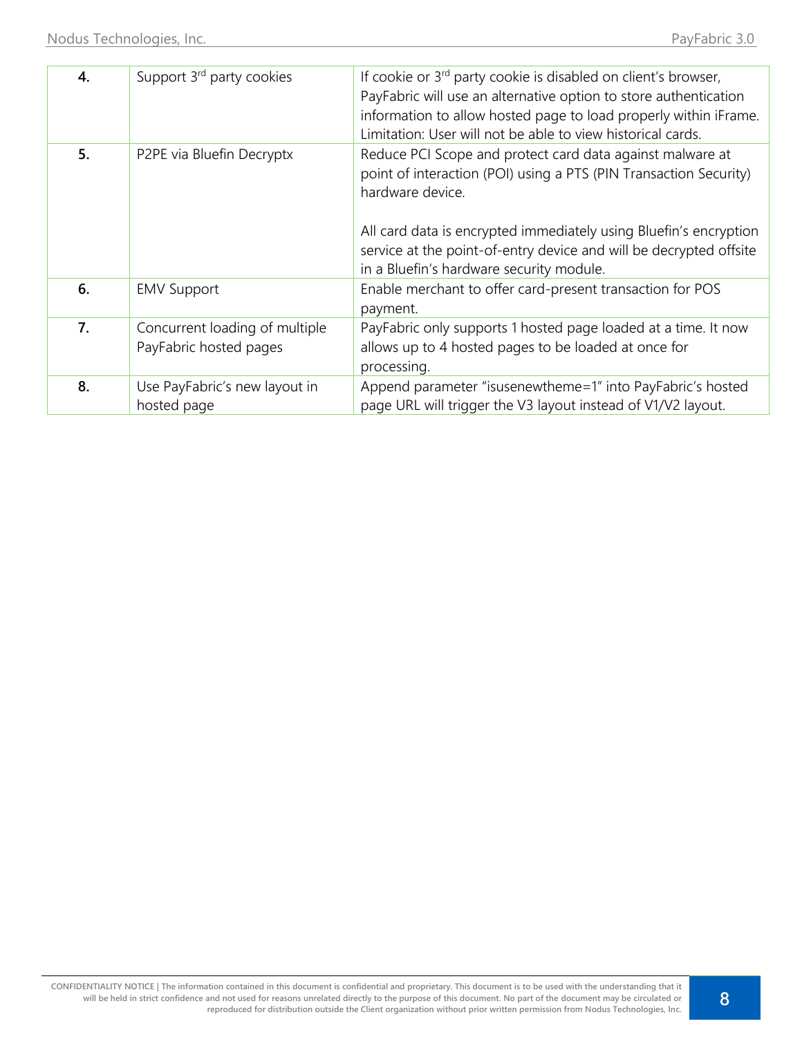| | | |
|---|---|---|
| **4.** | Support 3rd party cookies | If cookie or 3rd party cookie is disabled on client's browser, PayFabric will use an alternative option to store authentication information to allow hosted page to load properly within iFrame. Limitation: User will not be able to view historical cards. |
| **5.** | P2PE via Bluefin Decryptx | Reduce PCI Scope and protect card data against malware at point of interaction (POI) using a PTS (PIN Transaction Security) hardware device.<br><br>All card data is encrypted immediately using Bluefin's encryption service at the point-of-entry device and will be decrypted offsite in a Bluefin's hardware security module. |
| **6.** | EMV Support | Enable merchant to offer card-present transaction for POS payment. |
| **7.** | Concurrent loading of multiple PayFabric hosted pages | PayFabric only supports 1 hosted page loaded at a time. It now allows up to 4 hosted pages to be loaded at once for processing. |
| **8.** | Use PayFabric's new layout in hosted page | Append parameter "isusenewtheme=1" into PayFabric's hosted page URL will trigger the V3 layout instead of V1/V2 layout. |

CONFIDENTIALITY NOTICE | The information contained in this document is confidential and proprietary. This document is to be used with the understanding that it will be held in strict confidence and not used for reasons unrelated directly to the purpose of this document. No part of the document may be circulated or reproduced for distribution outside the Client organization without prior written permission from Nodus Technologies, Inc.